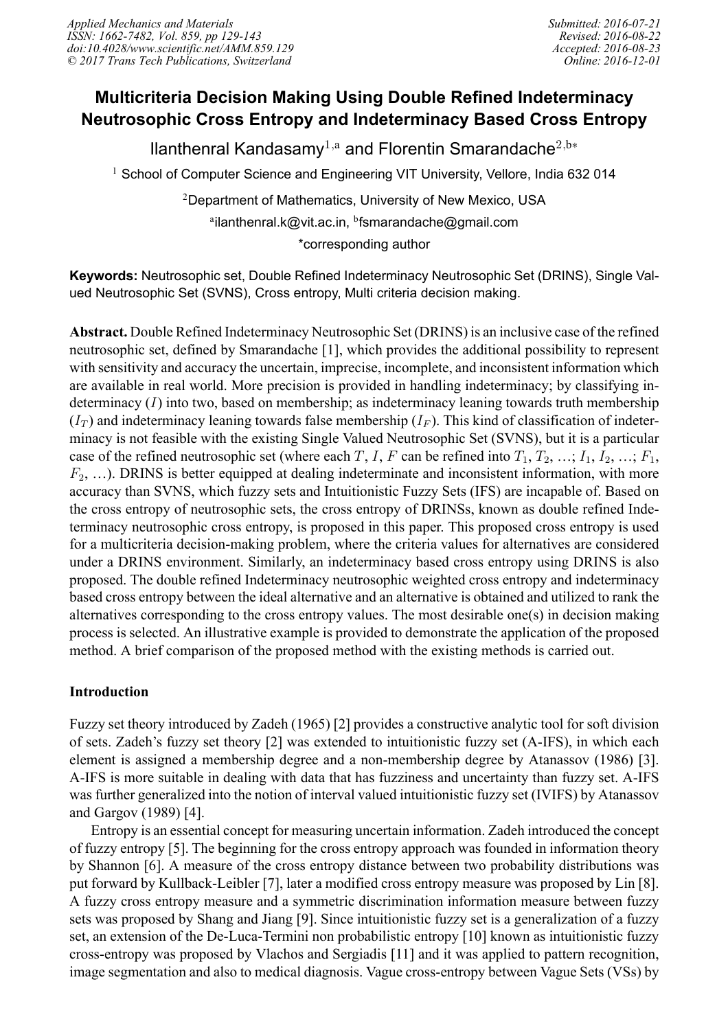# Multicriteria Decision Making Using Double Refined Indeterminacy Neutrosophic Cross Entropy and Indeterminacy Based Cross Entropy

Ilanthenral Kandasamy[1,a] and Florentin Smarandache[2,b*]

[1] School of Computer Science and Engineering VIT University, Vellore, India 632 014

[2] Department of Mathematics, University of New Mexico, USA

[a] ilanthenral.k@vit.ac.in, [b] fsmarandache@gmail.com

*corresponding author

**Keywords:** Neutrosophic set, Double Refined Indeterminacy Neutrosophic Set (DRINS), Single Valued Neutrosophic Set (SVNS), Cross entropy, Multi criteria decision making.

**Abstract.** Double Refined Indeterminacy Neutrosophic Set (DRINS) is an inclusive case of the refined neutrosophic set, defined by Smarandache [1], which provides the additional possibility to represent with sensitivity and accuracy the uncertain, imprecise, incomplete, and inconsistent information which are available in real world. More precision is provided in handling indeterminacy; by classifying indeterminacy ($I$) into two, based on membership; as indeterminacy leaning towards truth membership ($I_T$) and indeterminacy leaning towards false membership ($I_F$). This kind of classification of indeterminacy is not feasible with the existing Single Valued Neutrosophic Set (SVNS), but it is a particular case of the refined neutrosophic set (where each $T$, $I$, $F$ can be refined into $T_1$, $T_2$, …; $I_1$, $I_2$, …; $F_1$, $F_2$, …). DRINS is better equipped at dealing indeterminate and inconsistent information, with more accuracy than SVNS, which fuzzy sets and Intuitionistic Fuzzy Sets (IFS) are incapable of. Based on the cross entropy of neutrosophic sets, the cross entropy of DRINSs, known as double refined Indeterminacy neutrosophic cross entropy, is proposed in this paper. This proposed cross entropy is used for a multicriteria decision-making problem, where the criteria values for alternatives are considered under a DRINS environment. Similarly, an indeterminacy based cross entropy using DRINS is also proposed. The double refined Indeterminacy neutrosophic weighted cross entropy and indeterminacy based cross entropy between the ideal alternative and an alternative is obtained and utilized to rank the alternatives corresponding to the cross entropy values. The most desirable one(s) in decision making process is selected. An illustrative example is provided to demonstrate the application of the proposed method. A brief comparison of the proposed method with the existing methods is carried out.

## Introduction

Fuzzy set theory introduced by Zadeh (1965) [2] provides a constructive analytic tool for soft division of sets. Zadeh's fuzzy set theory [2] was extended to intuitionistic fuzzy set (A-IFS), in which each element is assigned a membership degree and a non-membership degree by Atanassov (1986) [3]. A-IFS is more suitable in dealing with data that has fuzziness and uncertainty than fuzzy set. A-IFS was further generalized into the notion of interval valued intuitionistic fuzzy set (IVIFS) by Atanassov and Gargov (1989) [4].

Entropy is an essential concept for measuring uncertain information. Zadeh introduced the concept of fuzzy entropy [5]. The beginning for the cross entropy approach was founded in information theory by Shannon [6]. A measure of the cross entropy distance between two probability distributions was put forward by Kullback-Leibler [7], later a modified cross entropy measure was proposed by Lin [8]. A fuzzy cross entropy measure and a symmetric discrimination information measure between fuzzy sets was proposed by Shang and Jiang [9]. Since intuitionistic fuzzy set is a generalization of a fuzzy set, an extension of the De-Luca-Termini non probabilistic entropy [10] known as intuitionistic fuzzy cross-entropy was proposed by Vlachos and Sergiadis [11] and it was applied to pattern recognition, image segmentation and also to medical diagnosis. Vague cross-entropy between Vague Sets (VSs) by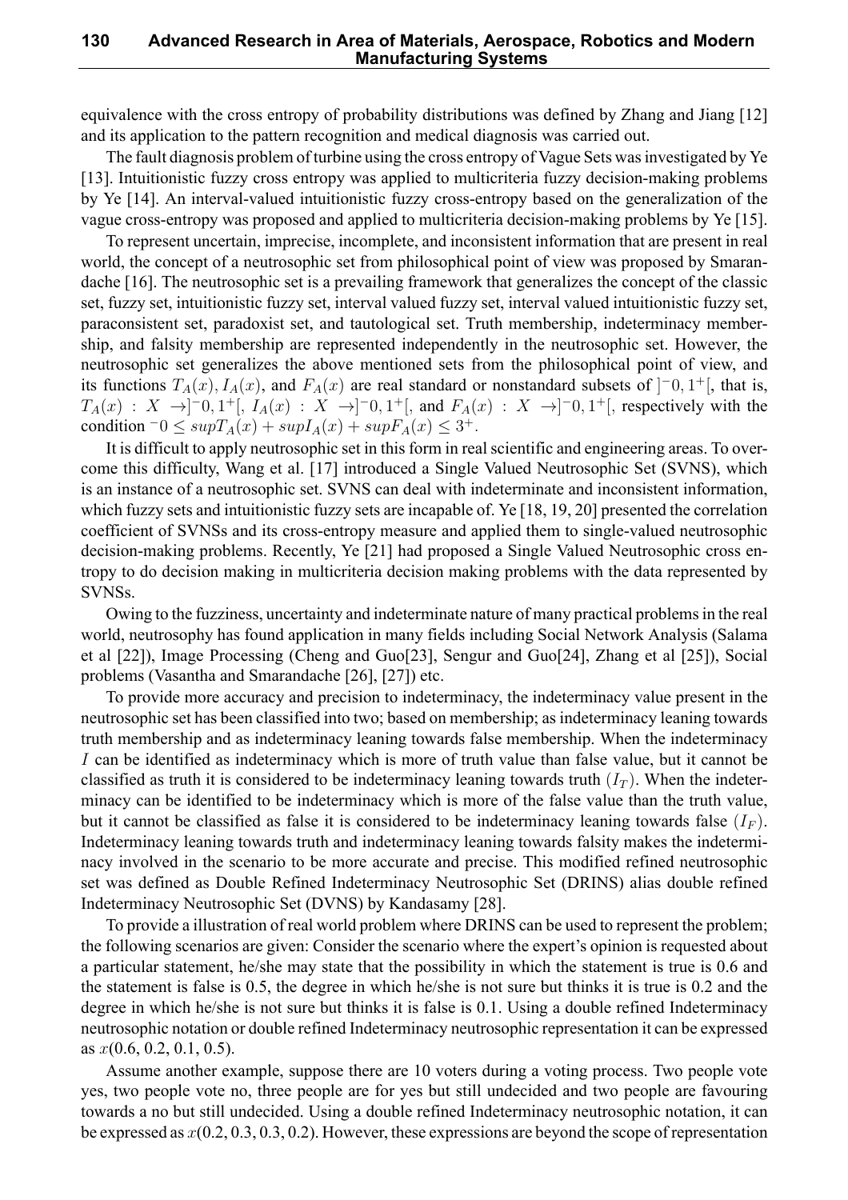equivalence with the cross entropy of probability distributions was defined by Zhang and Jiang [12] and its application to the pattern recognition and medical diagnosis was carried out.

The fault diagnosis problem of turbine using the cross entropy of Vague Sets was investigated by Ye [13]. Intuitionistic fuzzy cross entropy was applied to multicriteria fuzzy decision-making problems by Ye [14]. An interval-valued intuitionistic fuzzy cross-entropy based on the generalization of the vague cross-entropy was proposed and applied to multicriteria decision-making problems by Ye [15].

To represent uncertain, imprecise, incomplete, and inconsistent information that are present in real world, the concept of a neutrosophic set from philosophical point of view was proposed by Smarandache [16]. The neutrosophic set is a prevailing framework that generalizes the concept of the classic set, fuzzy set, intuitionistic fuzzy set, interval valued fuzzy set, interval valued intuitionistic fuzzy set, paraconsistent set, paradoxist set, and tautological set. Truth membership, indeterminacy membership, and falsity membership are represented independently in the neutrosophic set. However, the neutrosophic set generalizes the above mentioned sets from the philosophical point of view, and its functions $T_A(x), I_A(x)$, and $F_A(x)$ are real standard or nonstandard subsets of $]^-0, 1^+[$, that is, $T_A(x) : X \rightarrow ]^-0, 1^+[$, $I_A(x) : X \rightarrow ]^-0, 1^+[$, and $F_A(x) : X \rightarrow ]^-0, 1^+[$, respectively with the condition $^-0 \leq supT_A(x) + supI_A(x) + supF_A(x) \leq 3^+$.

It is difficult to apply neutrosophic set in this form in real scientific and engineering areas. To overcome this difficulty, Wang et al. [17] introduced a Single Valued Neutrosophic Set (SVNS), which is an instance of a neutrosophic set. SVNS can deal with indeterminate and inconsistent information, which fuzzy sets and intuitionistic fuzzy sets are incapable of. Ye [18, 19, 20] presented the correlation coefficient of SVNSs and its cross-entropy measure and applied them to single-valued neutrosophic decision-making problems. Recently, Ye [21] had proposed a Single Valued Neutrosophic cross entropy to do decision making in multicriteria decision making problems with the data represented by SVNSs.

Owing to the fuzziness, uncertainty and indeterminate nature of many practical problems in the real world, neutrosophy has found application in many fields including Social Network Analysis (Salama et al [22]), Image Processing (Cheng and Guo[23], Sengur and Guo[24], Zhang et al [25]), Social problems (Vasantha and Smarandache [26], [27]) etc.

To provide more accuracy and precision to indeterminacy, the indeterminacy value present in the neutrosophic set has been classified into two; based on membership; as indeterminacy leaning towards truth membership and as indeterminacy leaning towards false membership. When the indeterminacy $I$ can be identified as indeterminacy which is more of truth value than false value, but it cannot be classified as truth it is considered to be indeterminacy leaning towards truth ($I_T$). When the indeterminacy can be identified to be indeterminacy which is more of the false value than the truth value, but it cannot be classified as false it is considered to be indeterminacy leaning towards false ($I_F$). Indeterminacy leaning towards truth and indeterminacy leaning towards falsity makes the indeterminacy involved in the scenario to be more accurate and precise. This modified refined neutrosophic set was defined as Double Refined Indeterminacy Neutrosophic Set (DRINS) alias double refined Indeterminacy Neutrosophic Set (DVNS) by Kandasamy [28].

To provide a illustration of real world problem where DRINS can be used to represent the problem; the following scenarios are given: Consider the scenario where the expert's opinion is requested about a particular statement, he/she may state that the possibility in which the statement is true is 0.6 and the statement is false is 0.5, the degree in which he/she is not sure but thinks it is true is 0.2 and the degree in which he/she is not sure but thinks it is false is 0.1. Using a double refined Indeterminacy neutrosophic notation or double refined Indeterminacy neutrosophic representation it can be expressed as $x$(0.6, 0.2, 0.1, 0.5).

Assume another example, suppose there are 10 voters during a voting process. Two people vote yes, two people vote no, three people are for yes but still undecided and two people are favouring towards a no but still undecided. Using a double refined Indeterminacy neutrosophic notation, it can be expressed as $x$(0.2, 0.3, 0.3, 0.2). However, these expressions are beyond the scope of representation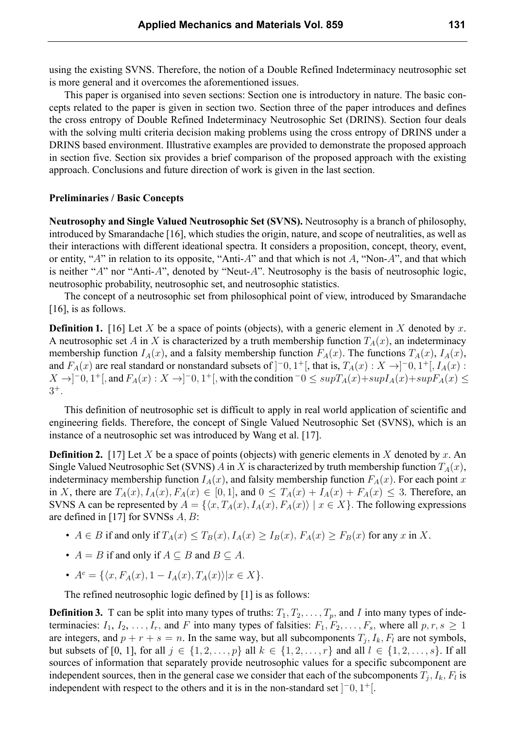using the existing SVNS. Therefore, the notion of a Double Refined Indeterminacy neutrosophic set is more general and it overcomes the aforementioned issues.

This paper is organised into seven sections: Section one is introductory in nature. The basic concepts related to the paper is given in section two. Section three of the paper introduces and defines the cross entropy of Double Refined Indeterminacy Neutrosophic Set (DRINS). Section four deals with the solving multi criteria decision making problems using the cross entropy of DRINS under a DRINS based environment. Illustrative examples are provided to demonstrate the proposed approach in section five. Section six provides a brief comparison of the proposed approach with the existing approach. Conclusions and future direction of work is given in the last section.

## Preliminaries / Basic Concepts

**Neutrosophy and Single Valued Neutrosophic Set (SVNS).** Neutrosophy is a branch of philosophy, introduced by Smarandache [16], which studies the origin, nature, and scope of neutralities, as well as their interactions with different ideational spectra. It considers a proposition, concept, theory, event, or entity, "$A$" in relation to its opposite, "Anti-$A$" and that which is not $A$, "Non-$A$", and that which is neither "$A$" nor "Anti-$A$", denoted by "Neut-$A$". Neutrosophy is the basis of neutrosophic logic, neutrosophic probability, neutrosophic set, and neutrosophic statistics.

The concept of a neutrosophic set from philosophical point of view, introduced by Smarandache [16], is as follows.

**Definition 1.** [16] Let $X$ be a space of points (objects), with a generic element in $X$ denoted by $x$. A neutrosophic set $A$ in $X$ is characterized by a truth membership function $T_A(x)$, an indeterminacy membership function $I_A(x)$, and a falsity membership function $F_A(x)$. The functions $T_A(x)$, $I_A(x)$, and $F_A(x)$ are real standard or nonstandard subsets of $]^{-}0, 1^{+}[$, that is, $T_A(x) : X \to ]^{-}0, 1^{+}[$, $I_A(x) : X \to ]^{-}0, 1^{+}[$, and $F_A(x) : X \to ]^{-}0, 1^{+}[$, with the condition $^{-}0 \leq supT_A(x) + supI_A(x) + supF_A(x) \leq 3^{+}$.

This definition of neutrosophic set is difficult to apply in real world application of scientific and engineering fields. Therefore, the concept of Single Valued Neutrosophic Set (SVNS), which is an instance of a neutrosophic set was introduced by Wang et al. [17].

**Definition 2.** [17] Let $X$ be a space of points (objects) with generic elements in $X$ denoted by $x$. An Single Valued Neutrosophic Set (SVNS) $A$ in $X$ is characterized by truth membership function $T_A(x)$, indeterminacy membership function $I_A(x)$, and falsity membership function $F_A(x)$. For each point $x$ in $X$, there are $T_A(x), I_A(x), F_A(x) \in [0, 1]$, and $0 \leq T_A(x) + I_A(x) + F_A(x) \leq 3$. Therefore, an SVNS A can be represented by $A = \{\langle x, T_A(x), I_A(x), F_A(x)\rangle \mid x \in X\}$. The following expressions are defined in [17] for SVNSs $A$, $B$:

- $A \in B$ if and only if $T_A(x) \leq T_B(x), I_A(x) \geq I_B(x), F_A(x) \geq F_B(x)$ for any $x$ in $X$.
- $A = B$ if and only if $A \subseteq B$ and $B \subseteq A$.
- $A^c = \{\langle x, F_A(x), 1 - I_A(x), T_A(x)\rangle | x \in X\}$.

The refined neutrosophic logic defined by [1] is as follows:

**Definition 3.** T can be split into many types of truths: $T_1, T_2, \ldots, T_p$, and $I$ into many types of indeterminacies: $I_1, I_2, \ldots, I_r$, and $F$ into many types of falsities: $F_1, F_2, \ldots, F_s$, where all $p, r, s \geq 1$ are integers, and $p + r + s = n$. In the same way, but all subcomponents $T_j, I_k, F_l$ are not symbols, but subsets of [0, 1], for all $j \in \{1, 2, \ldots, p\}$ all $k \in \{1, 2, \ldots, r\}$ and all $l \in \{1, 2, \ldots, s\}$. If all sources of information that separately provide neutrosophic values for a specific subcomponent are independent sources, then in the general case we consider that each of the subcomponents $T_j, I_k, F_l$ is independent with respect to the others and it is in the non-standard set $]^{-}0, 1^{+}[$.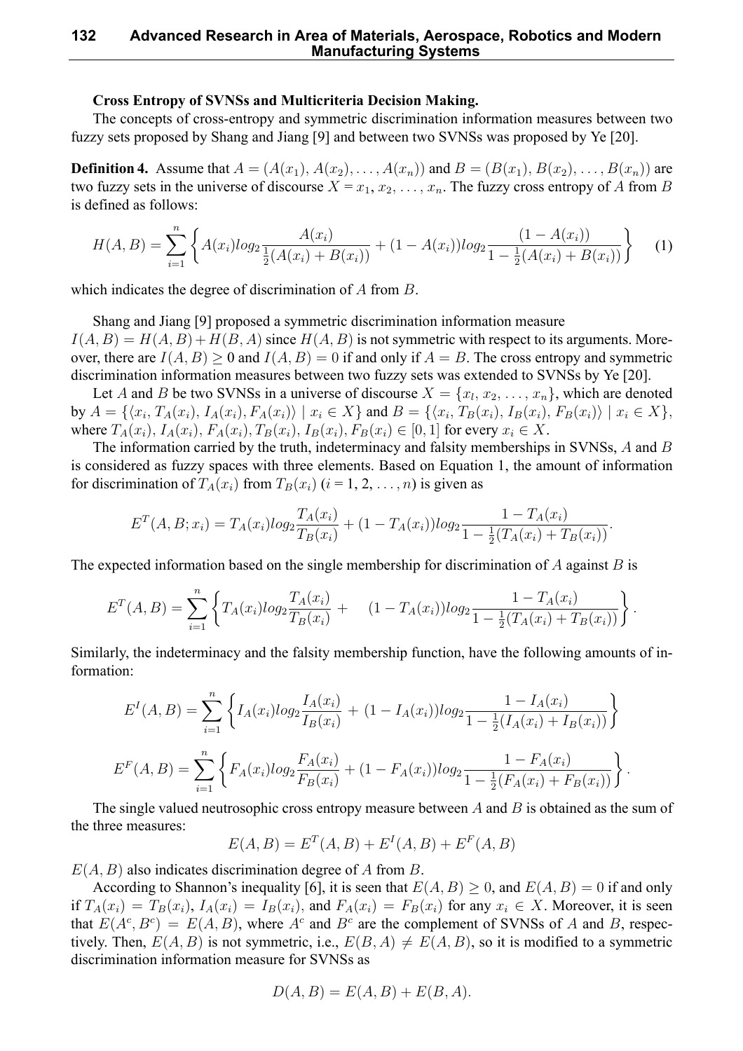**Cross Entropy of SVNSs and Multicriteria Decision Making.**

The concepts of cross-entropy and symmetric discrimination information measures between two fuzzy sets proposed by Shang and Jiang [9] and between two SVNSs was proposed by Ye [20].

**Definition 4.** Assume that $A = (A(x_1), A(x_2), \ldots, A(x_n))$ and $B = (B(x_1), B(x_2), \ldots, B(x_n))$ are two fuzzy sets in the universe of discourse $X = x_1, x_2, \ldots, x_n$. The fuzzy cross entropy of $A$ from $B$ is defined as follows:

$$H(A,B) = \sum_{i=1}^{n} \left\{ A(x_i) log_2 \frac{A(x_i)}{\frac{1}{2}(A(x_i) + B(x_i))} + (1 - A(x_i)) log_2 \frac{(1 - A(x_i))}{1 - \frac{1}{2}(A(x_i) + B(x_i))} \right\} \quad (1)$$

which indicates the degree of discrimination of $A$ from $B$.

Shang and Jiang [9] proposed a symmetric discrimination information measure $I(A,B) = H(A,B) + H(B,A)$ since $H(A,B)$ is not symmetric with respect to its arguments. Moreover, there are $I(A,B) \geq 0$ and $I(A,B) = 0$ if and only if $A = B$. The cross entropy and symmetric discrimination information measures between two fuzzy sets was extended to SVNSs by Ye [20].

Let $A$ and $B$ be two SVNSs in a universe of discourse $X = \{x_l, x_2, \ldots, x_n\}$, which are denoted by $A = \{\langle x_i, T_A(x_i), I_A(x_i), F_A(x_i)\rangle \mid x_i \in X\}$ and $B = \{\langle x_i, T_B(x_i), I_B(x_i), F_B(x_i)\rangle \mid x_i \in X\}$, where $T_A(x_i), I_A(x_i), F_A(x_i), T_B(x_i), I_B(x_i), F_B(x_i) \in [0,1]$ for every $x_i \in X$.

The information carried by the truth, indeterminacy and falsity memberships in SVNSs, $A$ and $B$ is considered as fuzzy spaces with three elements. Based on Equation 1, the amount of information for discrimination of $T_A(x_i)$ from $T_B(x_i)$ ($i = 1, 2, \ldots, n$) is given as

$$E^T(A,B;x_i) = T_A(x_i) log_2 \frac{T_A(x_i)}{T_B(x_i)} + (1 - T_A(x_i)) log_2 \frac{1 - T_A(x_i)}{1 - \frac{1}{2}(T_A(x_i) + T_B(x_i))}.$$

The expected information based on the single membership for discrimination of $A$ against $B$ is

$$E^T(A,B) = \sum_{i=1}^{n} \left\{ T_A(x_i) log_2 \frac{T_A(x_i)}{T_B(x_i)} + \quad (1 - T_A(x_i)) log_2 \frac{1 - T_A(x_i)}{1 - \frac{1}{2}(T_A(x_i) + T_B(x_i))} \right\}.$$

Similarly, the indeterminacy and the falsity membership function, have the following amounts of information:

$$E^I(A,B) = \sum_{i=1}^{n} \left\{ I_A(x_i) log_2 \frac{I_A(x_i)}{I_B(x_i)} + (1 - I_A(x_i)) log_2 \frac{1 - I_A(x_i)}{1 - \frac{1}{2}(I_A(x_i) + I_B(x_i))} \right\}$$

$$E^F(A,B) = \sum_{i=1}^{n} \left\{ F_A(x_i) log_2 \frac{F_A(x_i)}{F_B(x_i)} + (1 - F_A(x_i)) log_2 \frac{1 - F_A(x_i)}{1 - \frac{1}{2}(F_A(x_i) + F_B(x_i))} \right\}.$$

The single valued neutrosophic cross entropy measure between $A$ and $B$ is obtained as the sum of the three measures:

$$E(A,B) = E^T(A,B) + E^I(A,B) + E^F(A,B)$$

$E(A,B)$ also indicates discrimination degree of $A$ from $B$.

According to Shannon's inequality [6], it is seen that $E(A,B) \geq 0$, and $E(A,B) = 0$ if and only if $T_A(x_i) = T_B(x_i)$, $I_A(x_i) = I_B(x_i)$, and $F_A(x_i) = F_B(x_i)$ for any $x_i \in X$. Moreover, it is seen that $E(A^c, B^c) = E(A,B)$, where $A^c$ and $B^c$ are the complement of SVNSs of $A$ and $B$, respectively. Then, $E(A,B)$ is not symmetric, i.e., $E(B,A) \neq E(A,B)$, so it is modified to a symmetric discrimination information measure for SVNSs as

$$D(A,B) = E(A,B) + E(B,A).$$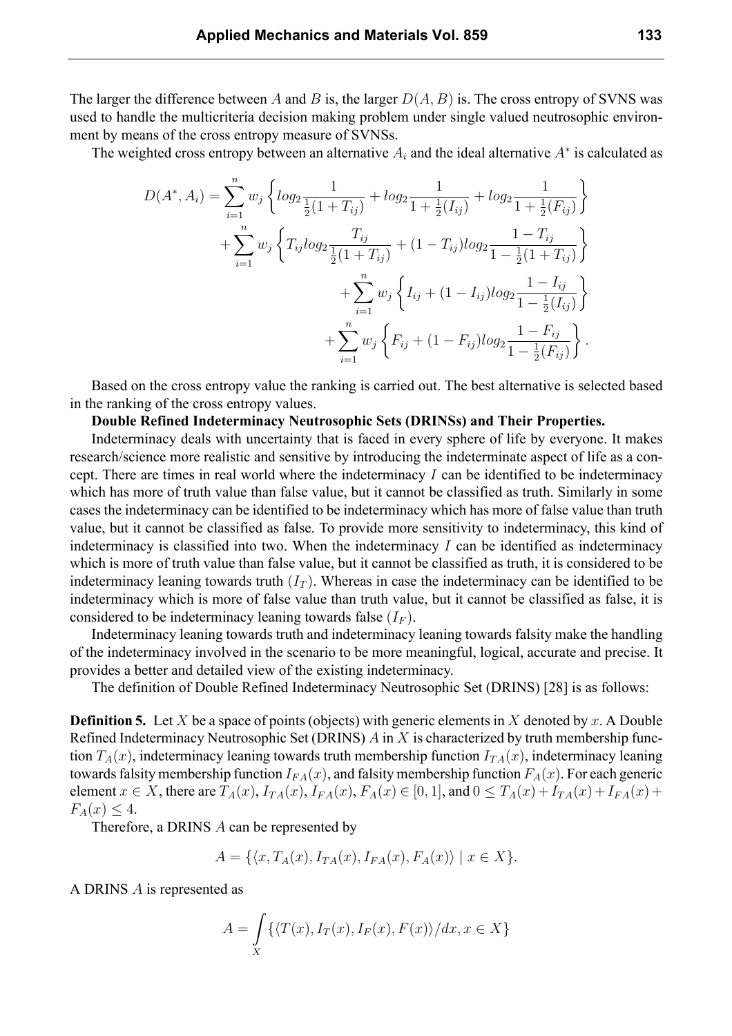The larger the difference between $A$ and $B$ is, the larger $D(A, B)$ is. The cross entropy of SVNS was used to handle the multicriteria decision making problem under single valued neutrosophic environment by means of the cross entropy measure of SVNSs.

The weighted cross entropy between an alternative $A_i$ and the ideal alternative $A^*$ is calculated as

$$
\begin{aligned}
D(A^*, A_i) = & \sum_{i=1}^{n} w_j \left\{ log_2 \frac{1}{\frac{1}{2}(1+T_{ij})} + log_2 \frac{1}{1+\frac{1}{2}(I_{ij})} + log_2 \frac{1}{1+\frac{1}{2}(F_{ij})} \right\} \\
& + \sum_{i=1}^{n} w_j \left\{ T_{ij} log_2 \frac{T_{ij}}{\frac{1}{2}(1+T_{ij})} + (1-T_{ij}) log_2 \frac{1-T_{ij}}{1-\frac{1}{2}(1+T_{ij})} \right\} \\
& + \sum_{i=1}^{n} w_j \left\{ I_{ij} + (1-I_{ij}) log_2 \frac{1-I_{ij}}{1-\frac{1}{2}(I_{ij})} \right\} \\
& + \sum_{i=1}^{n} w_j \left\{ F_{ij} + (1-F_{ij}) log_2 \frac{1-F_{ij}}{1-\frac{1}{2}(F_{ij})} \right\}.
\end{aligned}
$$

Based on the cross entropy value the ranking is carried out. The best alternative is selected based in the ranking of the cross entropy values.

**Double Refined Indeterminacy Neutrosophic Sets (DRINSs) and Their Properties.**

Indeterminacy deals with uncertainty that is faced in every sphere of life by everyone. It makes research/science more realistic and sensitive by introducing the indeterminate aspect of life as a concept. There are times in real world where the indeterminacy $I$ can be identified to be indeterminacy which has more of truth value than false value, but it cannot be classified as truth. Similarly in some cases the indeterminacy can be identified to be indeterminacy which has more of false value than truth value, but it cannot be classified as false. To provide more sensitivity to indeterminacy, this kind of indeterminacy is classified into two. When the indeterminacy $I$ can be identified as indeterminacy which is more of truth value than false value, but it cannot be classified as truth, it is considered to be indeterminacy leaning towards truth ($I_T$). Whereas in case the indeterminacy can be identified to be indeterminacy which is more of false value than truth value, but it cannot be classified as false, it is considered to be indeterminacy leaning towards false ($I_F$).

Indeterminacy leaning towards truth and indeterminacy leaning towards falsity make the handling of the indeterminacy involved in the scenario to be more meaningful, logical, accurate and precise. It provides a better and detailed view of the existing indeterminacy.

The definition of Double Refined Indeterminacy Neutrosophic Set (DRINS) [28] is as follows:

**Definition 5.** Let $X$ be a space of points (objects) with generic elements in $X$ denoted by $x$. A Double Refined Indeterminacy Neutrosophic Set (DRINS) $A$ in $X$ is characterized by truth membership function $T_A(x)$, indeterminacy leaning towards truth membership function $I_{TA}(x)$, indeterminacy leaning towards falsity membership function $I_{FA}(x)$, and falsity membership function $F_A(x)$. For each generic element $x \in X$, there are $T_A(x), I_{TA}(x), I_{FA}(x), F_A(x) \in [0, 1]$, and $0 \leq T_A(x) + I_{TA}(x) + I_{FA}(x) + F_A(x) \leq 4$.

Therefore, a DRINS $A$ can be represented by

$$A = \{\langle x, T_A(x), I_{TA}(x), I_{FA}(x), F_A(x)\rangle \mid x \in X\}.$$

A DRINS $A$ is represented as

$$A = \int_X \{\langle T(x), I_T(x), I_F(x), F(x)\rangle / dx, x \in X\}$$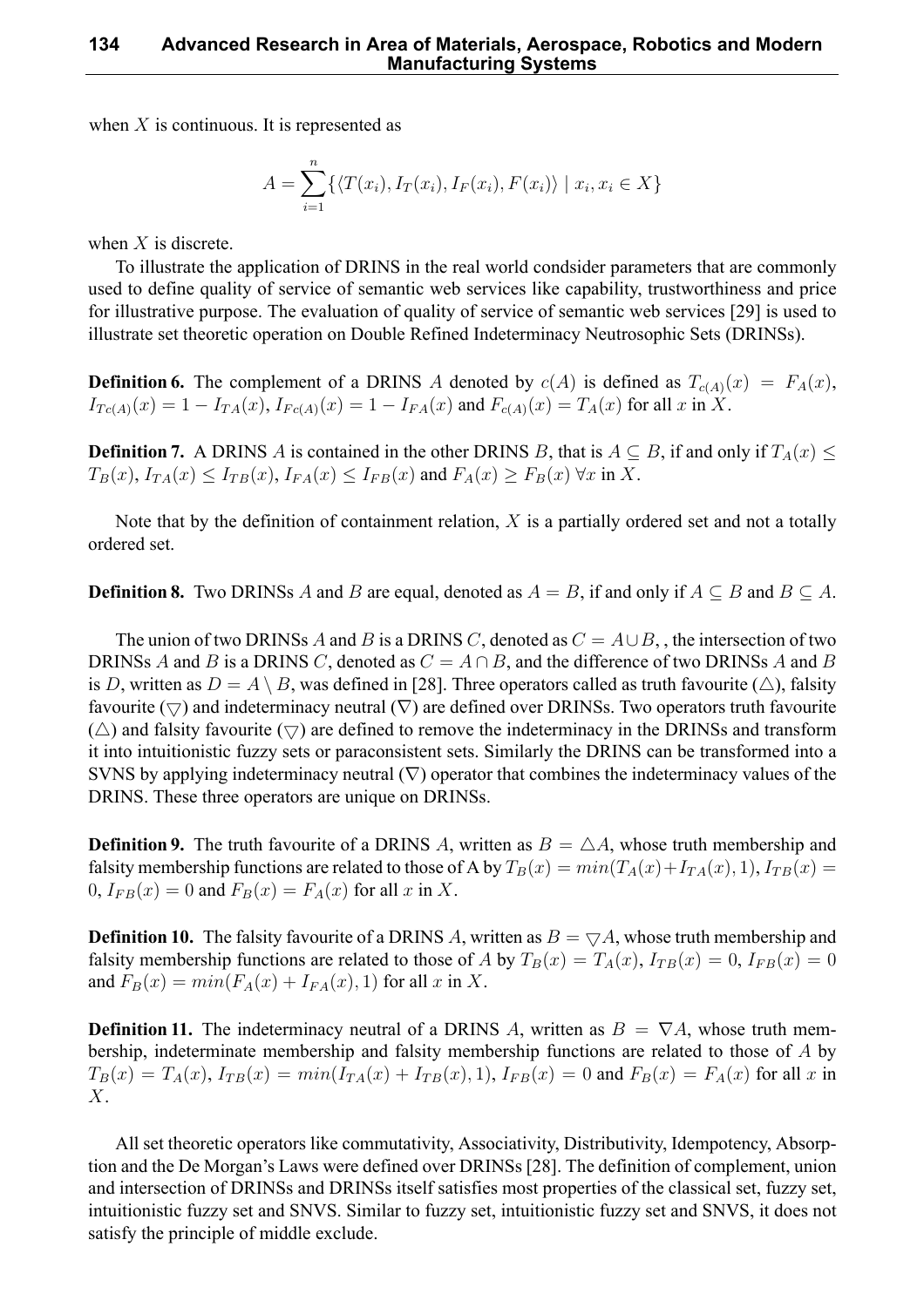when $X$ is continuous. It is represented as

$$A = \sum_{i=1}^{n} \{\langle T(x_i), I_T(x_i), I_F(x_i), F(x_i)\rangle \mid x_i, x_i \in X\}$$

when $X$ is discrete.

To illustrate the application of DRINS in the real world condsider parameters that are commonly used to define quality of service of semantic web services like capability, trustworthiness and price for illustrative purpose. The evaluation of quality of service of semantic web services [29] is used to illustrate set theoretic operation on Double Refined Indeterminacy Neutrosophic Sets (DRINSs).

**Definition 6.** The complement of a DRINS $A$ denoted by $c(A)$ is defined as $T_{c(A)}(x) = F_A(x)$, $I_{Tc(A)}(x) = 1 - I_{TA}(x)$, $I_{Fc(A)}(x) = 1 - I_{FA}(x)$ and $F_{c(A)}(x) = T_A(x)$ for all $x$ in $X$.

**Definition 7.** A DRINS $A$ is contained in the other DRINS $B$, that is $A \subseteq B$, if and only if $T_A(x) \leq T_B(x)$, $I_{TA}(x) \leq I_{TB}(x)$, $I_{FA}(x) \leq I_{FB}(x)$ and $F_A(x) \geq F_B(x)$ $\forall x$ in $X$.

Note that by the definition of containment relation, $X$ is a partially ordered set and not a totally ordered set.

**Definition 8.** Two DRINSs $A$ and $B$ are equal, denoted as $A = B$, if and only if $A \subseteq B$ and $B \subseteq A$.

The union of two DRINSs $A$ and $B$ is a DRINS $C$, denoted as $C = A \cup B$, , the intersection of two DRINSs $A$ and $B$ is a DRINS $C$, denoted as $C = A \cap B$, and the difference of two DRINSs $A$ and $B$ is $D$, written as $D = A \setminus B$, was defined in [28]. Three operators called as truth favourite ($\triangle$), falsity favourite ($\bigtriangledown$) and indeterminacy neutral ($\nabla$) are defined over DRINSs. Two operators truth favourite ($\triangle$) and falsity favourite ($\bigtriangledown$) are defined to remove the indeterminacy in the DRINSs and transform it into intuitionistic fuzzy sets or paraconsistent sets. Similarly the DRINS can be transformed into a SVNS by applying indeterminacy neutral ($\nabla$) operator that combines the indeterminacy values of the DRINS. These three operators are unique on DRINSs.

**Definition 9.** The truth favourite of a DRINS $A$, written as $B = \triangle A$, whose truth membership and falsity membership functions are related to those of A by $T_B(x) = min(T_A(x)+I_{TA}(x), 1)$, $I_{TB}(x) = 0$, $I_{FB}(x) = 0$ and $F_B(x) = F_A(x)$ for all $x$ in $X$.

**Definition 10.** The falsity favourite of a DRINS $A$, written as $B = \bigtriangledown A$, whose truth membership and falsity membership functions are related to those of $A$ by $T_B(x) = T_A(x)$, $I_{TB}(x) = 0$, $I_{FB}(x) = 0$ and $F_B(x) = min(F_A(x) + I_{FA}(x), 1)$ for all $x$ in $X$.

**Definition 11.** The indeterminacy neutral of a DRINS $A$, written as $B = \nabla A$, whose truth membership, indeterminate membership and falsity membership functions are related to those of $A$ by $T_B(x) = T_A(x)$, $I_{TB}(x) = min(I_{TA}(x) + I_{TB}(x), 1)$, $I_{FB}(x) = 0$ and $F_B(x) = F_A(x)$ for all $x$ in $X$.

All set theoretic operators like commutativity, Associativity, Distributivity, Idempotency, Absorption and the De Morgan's Laws were defined over DRINSs [28]. The definition of complement, union and intersection of DRINSs and DRINSs itself satisfies most properties of the classical set, fuzzy set, intuitionistic fuzzy set and SNVS. Similar to fuzzy set, intuitionistic fuzzy set and SNVS, it does not satisfy the principle of middle exclude.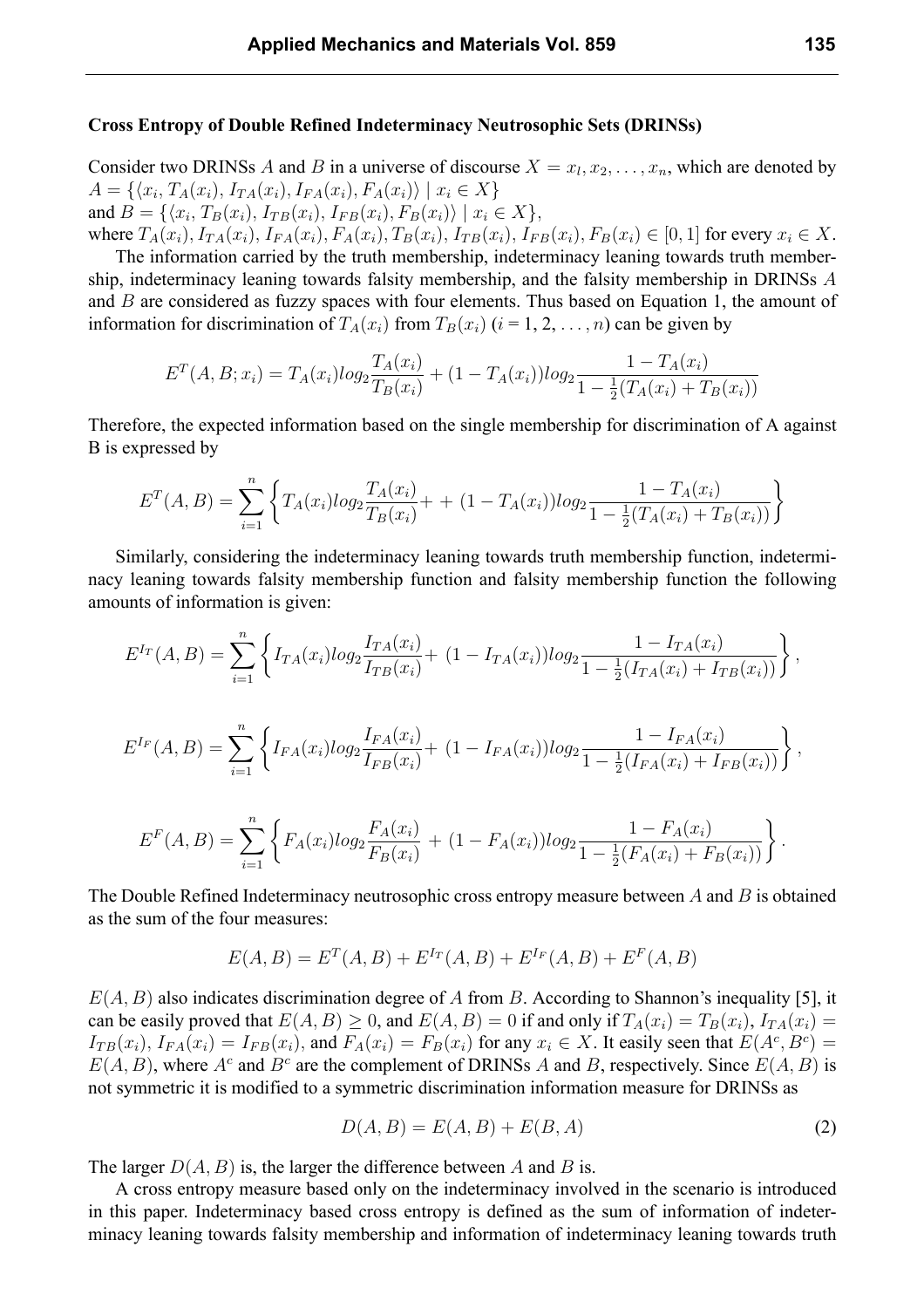**Cross Entropy of Double Refined Indeterminacy Neutrosophic Sets (DRINSs)**

Consider two DRINSs $A$ and $B$ in a universe of discourse $X = x_l, x_2, \ldots, x_n$, which are denoted by $A = \{\langle x_i, T_A(x_i), I_{TA}(x_i), I_{FA}(x_i), F_A(x_i)\rangle \mid x_i \in X\}$
and $B = \{\langle x_i, T_B(x_i), I_{TB}(x_i), I_{FB}(x_i), F_B(x_i)\rangle \mid x_i \in X\}$,
where $T_A(x_i), I_{TA}(x_i), I_{FA}(x_i), F_A(x_i), T_B(x_i), I_{TB}(x_i), I_{FB}(x_i), F_B(x_i) \in [0, 1]$ for every $x_i \in X$.

The information carried by the truth membership, indeterminacy leaning towards truth membership, indeterminacy leaning towards falsity membership, and the falsity membership in DRINSs $A$ and $B$ are considered as fuzzy spaces with four elements. Thus based on Equation 1, the amount of information for discrimination of $T_A(x_i)$ from $T_B(x_i)$ ($i = 1, 2, \ldots, n$) can be given by

$$E^T(A, B; x_i) = T_A(x_i) log_2 \frac{T_A(x_i)}{T_B(x_i)} + (1 - T_A(x_i)) log_2 \frac{1 - T_A(x_i)}{1 - \frac{1}{2}(T_A(x_i) + T_B(x_i))}$$

Therefore, the expected information based on the single membership for discrimination of A against B is expressed by

$$E^T(A, B) = \sum_{i=1}^{n} \left\{ T_A(x_i) log_2 \frac{T_A(x_i)}{T_B(x_i)} + + (1 - T_A(x_i)) log_2 \frac{1 - T_A(x_i)}{1 - \frac{1}{2}(T_A(x_i) + T_B(x_i))} \right\}$$

Similarly, considering the indeterminacy leaning towards truth membership function, indeterminacy leaning towards falsity membership function and falsity membership function the following amounts of information is given:

$$E^{I_T}(A, B) = \sum_{i=1}^{n} \left\{ I_{TA}(x_i) log_2 \frac{I_{TA}(x_i)}{I_{TB}(x_i)} + (1 - I_{TA}(x_i)) log_2 \frac{1 - I_{TA}(x_i)}{1 - \frac{1}{2}(I_{TA}(x_i) + I_{TB}(x_i))} \right\},$$

$$E^{I_F}(A, B) = \sum_{i=1}^{n} \left\{ I_{FA}(x_i) log_2 \frac{I_{FA}(x_i)}{I_{FB}(x_i)} + (1 - I_{FA}(x_i)) log_2 \frac{1 - I_{FA}(x_i)}{1 - \frac{1}{2}(I_{FA}(x_i) + I_{FB}(x_i))} \right\},$$

$$E^F(A, B) = \sum_{i=1}^{n} \left\{ F_A(x_i) log_2 \frac{F_A(x_i)}{F_B(x_i)} + (1 - F_A(x_i)) log_2 \frac{1 - F_A(x_i)}{1 - \frac{1}{2}(F_A(x_i) + F_B(x_i))} \right\}.$$

The Double Refined Indeterminacy neutrosophic cross entropy measure between $A$ and $B$ is obtained as the sum of the four measures:

$$E(A, B) = E^T(A, B) + E^{I_T}(A, B) + E^{I_F}(A, B) + E^F(A, B)$$

$E(A, B)$ also indicates discrimination degree of $A$ from $B$. According to Shannon's inequality [5], it can be easily proved that $E(A, B) \geq 0$, and $E(A, B) = 0$ if and only if $T_A(x_i) = T_B(x_i)$, $I_{TA}(x_i) = I_{TB}(x_i)$, $I_{FA}(x_i) = I_{FB}(x_i)$, and $F_A(x_i) = F_B(x_i)$ for any $x_i \in X$. It easily seen that $E(A^c, B^c) = E(A, B)$, where $A^c$ and $B^c$ are the complement of DRINSs $A$ and $B$, respectively. Since $E(A, B)$ is not symmetric it is modified to a symmetric discrimination information measure for DRINSs as

$$D(A, B) = E(A, B) + E(B, A) \tag{2}$$

The larger $D(A, B)$ is, the larger the difference between $A$ and $B$ is.

A cross entropy measure based only on the indeterminacy involved in the scenario is introduced in this paper. Indeterminacy based cross entropy is defined as the sum of information of indeterminacy leaning towards falsity membership and information of indeterminacy leaning towards truth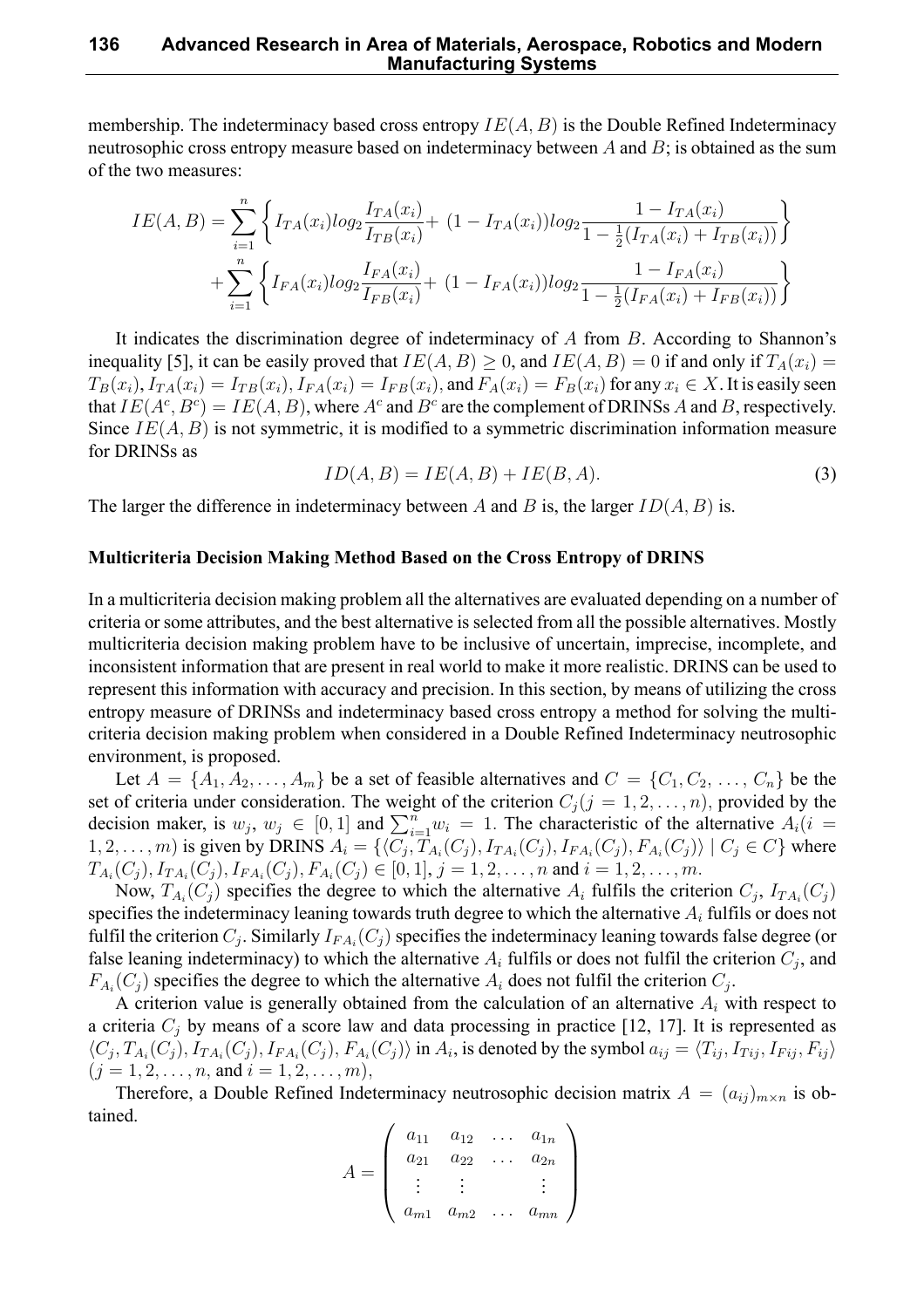membership. The indeterminacy based cross entropy $IE(A, B)$ is the Double Refined Indeterminacy neutrosophic cross entropy measure based on indeterminacy between $A$ and $B$; is obtained as the sum of the two measures:

$$IE(A,B) = \sum_{i=1}^{n} \left\{ I_{TA}(x_i) log_2 \frac{I_{TA}(x_i)}{I_{TB}(x_i)} + (1 - I_{TA}(x_i)) log_2 \frac{1 - I_{TA}(x_i)}{1 - \frac{1}{2}(I_{TA}(x_i) + I_{TB}(x_i))} \right\}$$
$$+ \sum_{i=1}^{n} \left\{ I_{FA}(x_i) log_2 \frac{I_{FA}(x_i)}{I_{FB}(x_i)} + (1 - I_{FA}(x_i)) log_2 \frac{1 - I_{FA}(x_i)}{1 - \frac{1}{2}(I_{FA}(x_i) + I_{FB}(x_i))} \right\}$$

It indicates the discrimination degree of indeterminacy of $A$ from $B$. According to Shannon's inequality [5], it can be easily proved that $IE(A, B) \geq 0$, and $IE(A, B) = 0$ if and only if $T_A(x_i) = T_B(x_i), I_{TA}(x_i) = I_{TB}(x_i), I_{FA}(x_i) = I_{FB}(x_i)$, and $F_A(x_i) = F_B(x_i)$ for any $x_i \in X$. It is easily seen that $IE(A^c, B^c) = IE(A, B)$, where $A^c$ and $B^c$ are the complement of DRINSs $A$ and $B$, respectively. Since $IE(A, B)$ is not symmetric, it is modified to a symmetric discrimination information measure for DRINSs as

$$ID(A, B) = IE(A, B) + IE(B, A). \tag{3}$$

The larger the difference in indeterminacy between $A$ and $B$ is, the larger $ID(A, B)$ is.

**Multicriteria Decision Making Method Based on the Cross Entropy of DRINS**

In a multicriteria decision making problem all the alternatives are evaluated depending on a number of criteria or some attributes, and the best alternative is selected from all the possible alternatives. Mostly multicriteria decision making problem have to be inclusive of uncertain, imprecise, incomplete, and inconsistent information that are present in real world to make it more realistic. DRINS can be used to represent this information with accuracy and precision. In this section, by means of utilizing the cross entropy measure of DRINSs and indeterminacy based cross entropy a method for solving the multi-criteria decision making problem when considered in a Double Refined Indeterminacy neutrosophic environment, is proposed.

Let $A = \{A_1, A_2, \ldots, A_m\}$ be a set of feasible alternatives and $C = \{C_1, C_2, \ldots, C_n\}$ be the set of criteria under consideration. The weight of the criterion $C_j (j = 1, 2, \ldots, n)$, provided by the decision maker, is $w_j$, $w_j \in [0, 1]$ and $\sum_{i=1}^{n} w_i = 1$. The characteristic of the alternative $A_i (i = 1, 2, \ldots, m)$ is given by DRINS $A_i = \{\langle C_j, T_{A_i}(C_j), I_{TA_i}(C_j), I_{FA_i}(C_j), F_{A_i}(C_j)\rangle \mid C_j \in C\}$ where $T_{A_i}(C_j), I_{TA_i}(C_j), I_{FA_i}(C_j), F_{A_i}(C_j) \in [0, 1]$, $j = 1, 2, \ldots, n$ and $i = 1, 2, \ldots, m$.

Now, $T_{A_i}(C_j)$ specifies the degree to which the alternative $A_i$ fulfils the criterion $C_j$, $I_{TA_i}(C_j)$ specifies the indeterminacy leaning towards truth degree to which the alternative $A_i$ fulfils or does not fulfil the criterion $C_j$. Similarly $I_{FA_i}(C_j)$ specifies the indeterminacy leaning towards false degree (or false leaning indeterminacy) to which the alternative $A_i$ fulfils or does not fulfil the criterion $C_j$, and $F_{A_i}(C_j)$ specifies the degree to which the alternative $A_i$ does not fulfil the criterion $C_j$.

A criterion value is generally obtained from the calculation of an alternative $A_i$ with respect to a criteria $C_j$ by means of a score law and data processing in practice [12, 17]. It is represented as $\langle C_j, T_{A_i}(C_j), I_{TA_i}(C_j), I_{FA_i}(C_j), F_{A_i}(C_j)\rangle$ in $A_i$, is denoted by the symbol $a_{ij} = \langle T_{ij}, I_{Tij}, I_{Fij}, F_{ij}\rangle$ $(j = 1, 2, \ldots, n$, and $i = 1, 2, \ldots, m)$,

Therefore, a Double Refined Indeterminacy neutrosophic decision matrix $A = (a_{ij})_{m \times n}$ is obtained.

$$A = \begin{pmatrix} a_{11} & a_{12} & \ldots & a_{1n} \\ a_{21} & a_{22} & \ldots & a_{2n} \\ \vdots & \vdots & & \vdots \\ a_{m1} & a_{m2} & \ldots & a_{mn} \end{pmatrix}$$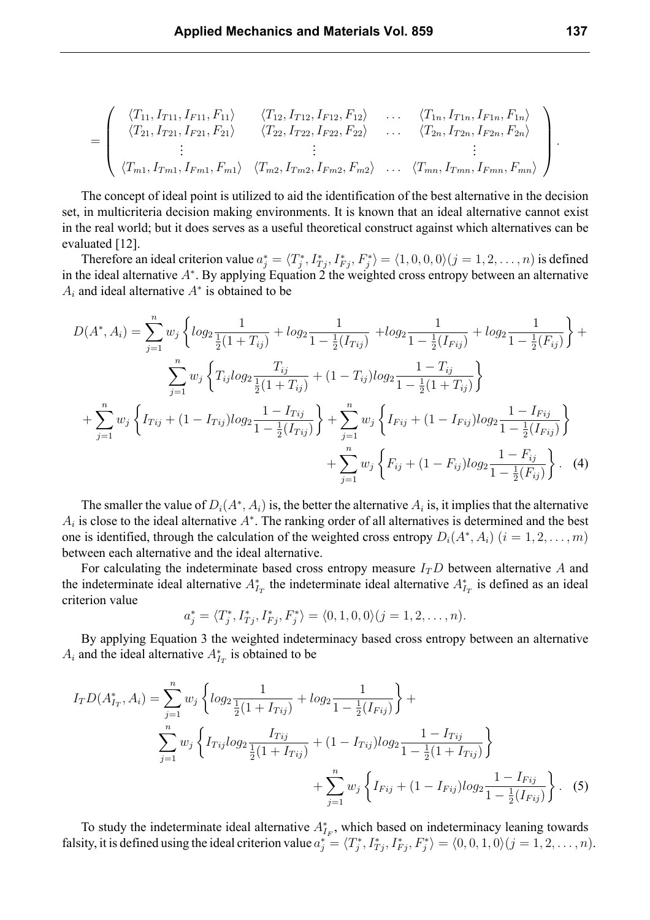$$= \begin{pmatrix} \langle T_{11}, I_{T11}, I_{F11}, F_{11} \rangle & \langle T_{12}, I_{T12}, I_{F12}, F_{12} \rangle & \dots & \langle T_{1n}, I_{T1n}, I_{F1n}, F_{1n} \rangle \\ \langle T_{21}, I_{T21}, I_{F21}, F_{21} \rangle & \langle T_{22}, I_{T22}, I_{F22}, F_{22} \rangle & \dots & \langle T_{2n}, I_{T2n}, I_{F2n}, F_{2n} \rangle \\ \vdots & \vdots & & \vdots \\ \langle T_{m1}, I_{Tm1}, I_{Fm1}, F_{m1} \rangle & \langle T_{m2}, I_{Tm2}, I_{Fm2}, F_{m2} \rangle & \dots & \langle T_{mn}, I_{Tmn}, I_{Fmn}, F_{mn} \rangle \end{pmatrix}.$$

The concept of ideal point is utilized to aid the identification of the best alternative in the decision set, in multicriteria decision making environments. It is known that an ideal alternative cannot exist in the real world; but it does serves as a useful theoretical construct against which alternatives can be evaluated [12].

Therefore an ideal criterion value $a_j^* = \langle T_j^*, I_{Tj}^*, I_{Fj}^*, F_j^* \rangle = \langle 1, 0, 0, 0 \rangle (j = 1, 2, \dots, n)$ is defined in the ideal alternative $A^*$. By applying Equation 2 the weighted cross entropy between an alternative $A_i$ and ideal alternative $A^*$ is obtained to be

$$\begin{aligned} D(A^*, A_i) = &\sum_{j=1}^{n} w_j \left\{ log_2 \frac{1}{\frac{1}{2}(1+T_{ij})} + log_2 \frac{1}{1-\frac{1}{2}(I_{Tij})} + log_2 \frac{1}{1-\frac{1}{2}(I_{Fij})} + log_2 \frac{1}{1-\frac{1}{2}(F_{ij})} \right\} + \\ &\sum_{j=1}^{n} w_j \left\{ T_{ij} log_2 \frac{T_{ij}}{\frac{1}{2}(1+T_{ij})} + (1-T_{ij}) log_2 \frac{1-T_{ij}}{1-\frac{1}{2}(1+T_{ij})} \right\} \\ &+ \sum_{j=1}^{n} w_j \left\{ I_{Tij} + (1-I_{Tij}) log_2 \frac{1-I_{Tij}}{1-\frac{1}{2}(I_{Tij})} \right\} + \sum_{j=1}^{n} w_j \left\{ I_{Fij} + (1-I_{Fij}) log_2 \frac{1-I_{Fij}}{1-\frac{1}{2}(I_{Fij})} \right\} \\ &+ \sum_{j=1}^{n} w_j \left\{ F_{ij} + (1-F_{ij}) log_2 \frac{1-F_{ij}}{1-\frac{1}{2}(F_{ij})} \right\}. \quad (4) \end{aligned}$$

The smaller the value of $D_i(A^*, A_i)$ is, the better the alternative $A_i$ is, it implies that the alternative $A_i$ is close to the ideal alternative $A^*$. The ranking order of all alternatives is determined and the best one is identified, through the calculation of the weighted cross entropy $D_i(A^*, A_i)$ $(i = 1, 2, \dots, m)$ between each alternative and the ideal alternative.

For calculating the indeterminate based cross entropy measure $I_T D$ between alternative $A$ and the indeterminate ideal alternative $A_{I_T}^*$ the indeterminate ideal alternative $A_{I_T}^*$ is defined as an ideal criterion value

$$a_j^* = \langle T_j^*, I_{Tj}^*, I_{Fj}^*, F_j^* \rangle = \langle 0, 1, 0, 0 \rangle (j = 1, 2, \dots, n).$$

By applying Equation 3 the weighted indeterminacy based cross entropy between an alternative $A_i$ and the ideal alternative $A_{I_T}^*$ is obtained to be

$$\begin{aligned} I_T D(A_{I_T}^*, A_i) = &\sum_{j=1}^{n} w_j \left\{ log_2 \frac{1}{\frac{1}{2}(1+I_{Tij})} + log_2 \frac{1}{1-\frac{1}{2}(I_{Fij})} \right\} + \\ &\sum_{j=1}^{n} w_j \left\{ I_{Tij} log_2 \frac{I_{Tij}}{\frac{1}{2}(1+I_{Tij})} + (1-I_{Tij}) log_2 \frac{1-I_{Tij}}{1-\frac{1}{2}(1+I_{Tij})} \right\} \\ &+ \sum_{j=1}^{n} w_j \left\{ I_{Fij} + (1-I_{Fij}) log_2 \frac{1-I_{Fij}}{1-\frac{1}{2}(I_{Fij})} \right\}. \quad (5) \end{aligned}$$

To study the indeterminate ideal alternative $A_{I_F}^*$, which based on indeterminacy leaning towards falsity, it is defined using the ideal criterion value $a_j^* = \langle T_j^*, I_{Tj}^*, I_{Fj}^*, F_j^* \rangle = \langle 0, 0, 1, 0 \rangle (j = 1, 2, \dots, n)$.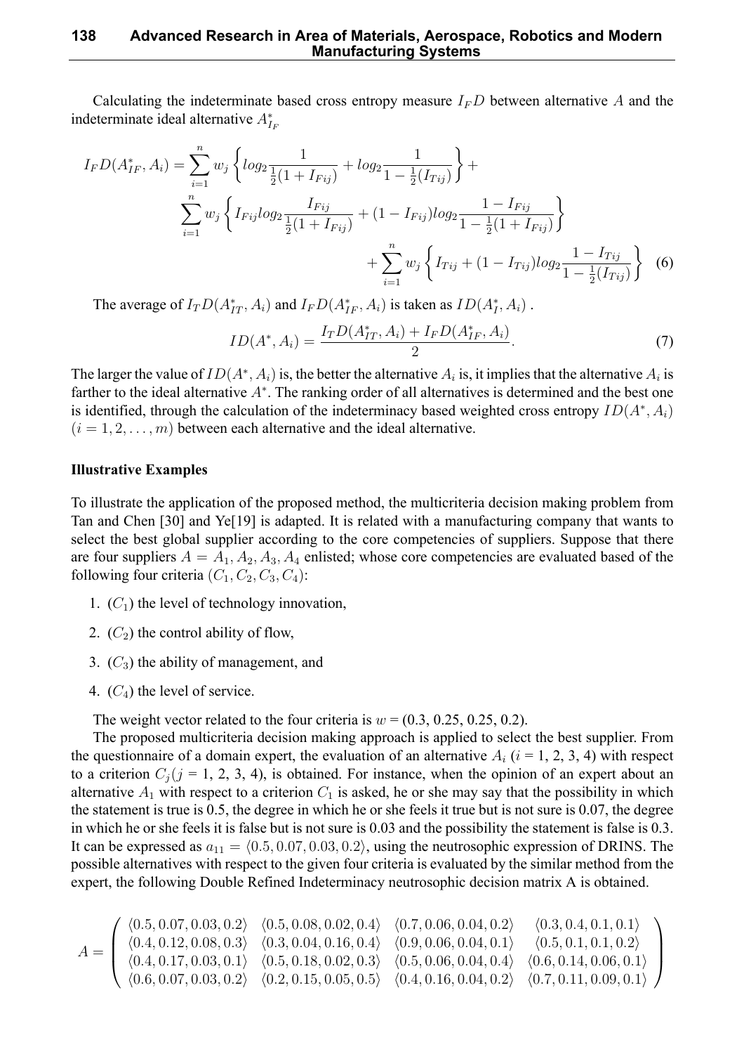Calculating the indeterminate based cross entropy measure $I_F D$ between alternative $A$ and the indeterminate ideal alternative $A^*_{I_F}$

$$
\begin{aligned}
I_F D(A^*_{IF}, A_i) = \sum_{i=1}^{n} w_j \left\{ log_2 \frac{1}{\frac{1}{2}(1+I_{Fij})} + log_2 \frac{1}{1-\frac{1}{2}(I_{Tij})} \right\} + \\
\sum_{i=1}^{n} w_j \left\{ I_{Fij} log_2 \frac{I_{Fij}}{\frac{1}{2}(1+I_{Fij})} + (1-I_{Fij}) log_2 \frac{1-I_{Fij}}{1-\frac{1}{2}(1+I_{Fij})} \right\} \\
+ \sum_{i=1}^{n} w_j \left\{ I_{Tij} + (1-I_{Tij}) log_2 \frac{1-I_{Tij}}{1-\frac{1}{2}(I_{Tij})} \right\}
\end{aligned} \tag{6}
$$

The average of $I_T D(A^*_{IT}, A_i)$ and $I_F D(A^*_{IF}, A_i)$ is taken as $ID(A^*_I, A_i)$ .

$$
ID(A^*, A_i) = \frac{I_T D(A^*_{IT}, A_i) + I_F D(A^*_{IF}, A_i)}{2}. \tag{7}
$$

The larger the value of $ID(A^*, A_i)$ is, the better the alternative $A_i$ is, it implies that the alternative $A_i$ is farther to the ideal alternative $A^*$. The ranking order of all alternatives is determined and the best one is identified, through the calculation of the indeterminacy based weighted cross entropy $ID(A^*, A_i)$ $(i = 1, 2, \ldots, m)$ between each alternative and the ideal alternative.

**Illustrative Examples**

To illustrate the application of the proposed method, the multicriteria decision making problem from Tan and Chen [30] and Ye[19] is adapted. It is related with a manufacturing company that wants to select the best global supplier according to the core competencies of suppliers. Suppose that there are four suppliers $A = A_1, A_2, A_3, A_4$ enlisted; whose core competencies are evaluated based of the following four criteria $(C_1, C_2, C_3, C_4)$:

1. $(C_1)$ the level of technology innovation,
2. $(C_2)$ the control ability of flow,
3. $(C_3)$ the ability of management, and
4. $(C_4)$ the level of service.

The weight vector related to the four criteria is $w = (0.3, 0.25, 0.25, 0.2)$.

The proposed multicriteria decision making approach is applied to select the best supplier. From the questionnaire of a domain expert, the evaluation of an alternative $A_i$ ($i$ = 1, 2, 3, 4) with respect to a criterion $C_j$($j$ = 1, 2, 3, 4), is obtained. For instance, when the opinion of an expert about an alternative $A_1$ with respect to a criterion $C_1$ is asked, he or she may say that the possibility in which the statement is true is 0.5, the degree in which he or she feels it true but is not sure is 0.07, the degree in which he or she feels it is false but is not sure is 0.03 and the possibility the statement is false is 0.3. It can be expressed as $a_{11} = \langle 0.5, 0.07, 0.03, 0.2 \rangle$, using the neutrosophic expression of DRINS. The possible alternatives with respect to the given four criteria is evaluated by the similar method from the expert, the following Double Refined Indeterminacy neutrosophic decision matrix A is obtained.

$$
A = \begin{pmatrix}
\langle 0.5, 0.07, 0.03, 0.2 \rangle & \langle 0.5, 0.08, 0.02, 0.4 \rangle & \langle 0.7, 0.06, 0.04, 0.2 \rangle & \langle 0.3, 0.4, 0.1, 0.1 \rangle \\
\langle 0.4, 0.12, 0.08, 0.3 \rangle & \langle 0.3, 0.04, 0.16, 0.4 \rangle & \langle 0.9, 0.06, 0.04, 0.1 \rangle & \langle 0.5, 0.1, 0.1, 0.2 \rangle \\
\langle 0.4, 0.17, 0.03, 0.1 \rangle & \langle 0.5, 0.18, 0.02, 0.3 \rangle & \langle 0.5, 0.06, 0.04, 0.4 \rangle & \langle 0.6, 0.14, 0.06, 0.1 \rangle \\
\langle 0.6, 0.07, 0.03, 0.2 \rangle & \langle 0.2, 0.15, 0.05, 0.5 \rangle & \langle 0.4, 0.16, 0.04, 0.2 \rangle & \langle 0.7, 0.11, 0.09, 0.1 \rangle
\end{pmatrix}
$$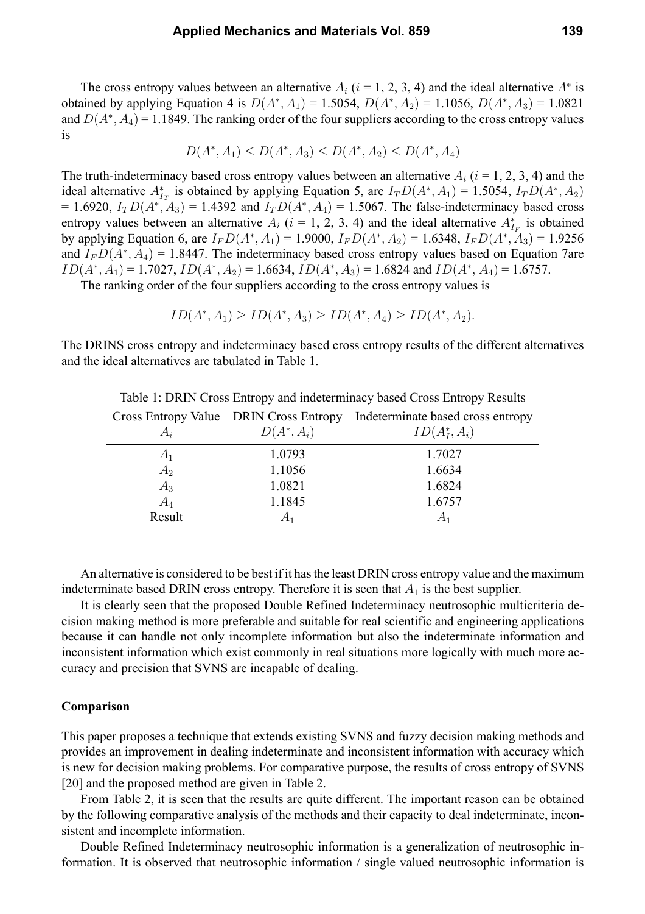The cross entropy values between an alternative $A_i$ ($i$ = 1, 2, 3, 4) and the ideal alternative $A^*$ is obtained by applying Equation 4 is $D(A^*, A_1)$ = 1.5054, $D(A^*, A_2)$ = 1.1056, $D(A^*, A_3)$ = 1.0821 and $D(A^*, A_4)$ = 1.1849. The ranking order of the four suppliers according to the cross entropy values is

$$D(A^*, A_1) \leq D(A^*, A_3) \leq D(A^*, A_2) \leq D(A^*, A_4)$$

The truth-indeterminacy based cross entropy values between an alternative $A_i$ ($i$ = 1, 2, 3, 4) and the ideal alternative $A^*_{I_T}$ is obtained by applying Equation 5, are $I_T D(A^*, A_1)$ = 1.5054, $I_T D(A^*, A_2)$ = 1.6920, $I_T D(A^*, A_3)$ = 1.4392 and $I_T D(A^*, A_4)$ = 1.5067. The false-indeterminacy based cross entropy values between an alternative $A_i$ ($i$ = 1, 2, 3, 4) and the ideal alternative $A^*_{I_F}$ is obtained by applying Equation 6, are $I_F D(A^*, A_1)$ = 1.9000, $I_F D(A^*, A_2)$ = 1.6348, $I_F D(A^*, A_3)$ = 1.9256 and $I_F D(A^*, A_4)$ = 1.8447. The indeterminacy based cross entropy values based on Equation 7are $ID(A^*, A_1)$ = 1.7027, $ID(A^*, A_2)$ = 1.6634, $ID(A^*, A_3)$ = 1.6824 and $ID(A^*, A_4)$ = 1.6757.

The ranking order of the four suppliers according to the cross entropy values is

$$ID(A^*, A_1) \geq ID(A^*, A_3) \geq ID(A^*, A_4) \geq ID(A^*, A_2).$$

The DRINS cross entropy and indeterminacy based cross entropy results of the different alternatives and the ideal alternatives are tabulated in Table 1.

Table 1: DRIN Cross Entropy and indeterminacy based Cross Entropy Results

| Cross Entropy Value $A_i$ | DRIN Cross Entropy $D(A^*, A_i)$ | Indeterminate based cross entropy $ID(A^*_I, A_i)$ |
|---|---|---|
| $A_1$ | 1.0793 | 1.7027 |
| $A_2$ | 1.1056 | 1.6634 |
| $A_3$ | 1.0821 | 1.6824 |
| $A_4$ | 1.1845 | 1.6757 |
| Result | $A_1$ | $A_1$ |

An alternative is considered to be best if it has the least DRIN cross entropy value and the maximum indeterminate based DRIN cross entropy. Therefore it is seen that $A_1$ is the best supplier.

It is clearly seen that the proposed Double Refined Indeterminacy neutrosophic multicriteria decision making method is more preferable and suitable for real scientific and engineering applications because it can handle not only incomplete information but also the indeterminate information and inconsistent information which exist commonly in real situations more logically with much more accuracy and precision that SVNS are incapable of dealing.

**Comparison**

This paper proposes a technique that extends existing SVNS and fuzzy decision making methods and provides an improvement in dealing indeterminate and inconsistent information with accuracy which is new for decision making problems. For comparative purpose, the results of cross entropy of SVNS [20] and the proposed method are given in Table 2.

From Table 2, it is seen that the results are quite different. The important reason can be obtained by the following comparative analysis of the methods and their capacity to deal indeterminate, inconsistent and incomplete information.

Double Refined Indeterminacy neutrosophic information is a generalization of neutrosophic information. It is observed that neutrosophic information / single valued neutrosophic information is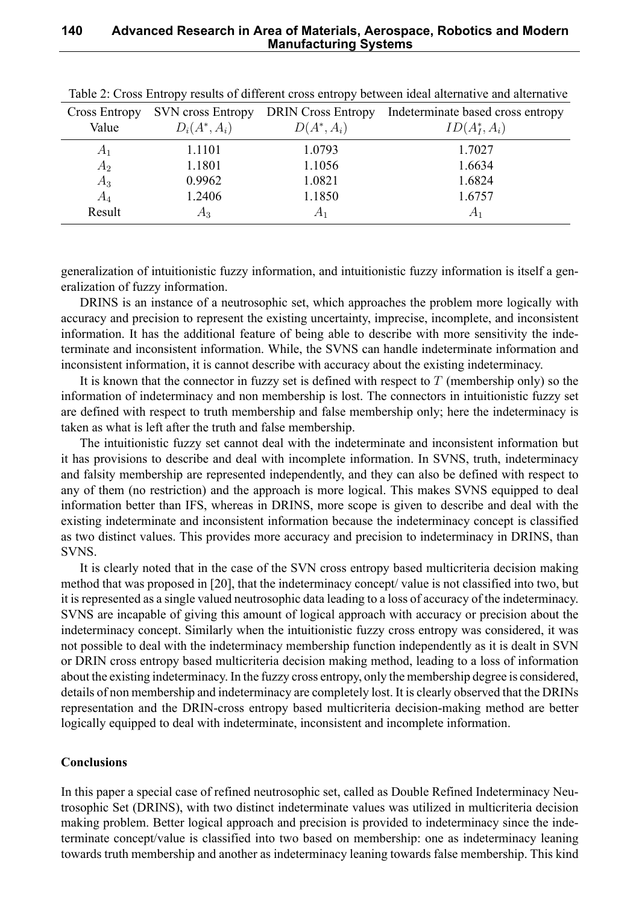Table 2: Cross Entropy results of different cross entropy between ideal alternative and alternative

| Cross Entropy Value | SVN cross Entropy $D_i(A^*, A_i)$ | DRIN Cross Entropy $D(A^*, A_i)$ | Indeterminate based cross entropy $ID(A_I^*, A_i)$ |
|---|---|---|---|
| $A_1$ | 1.1101 | 1.0793 | 1.7027 |
| $A_2$ | 1.1801 | 1.1056 | 1.6634 |
| $A_3$ | 0.9962 | 1.0821 | 1.6824 |
| $A_4$ | 1.2406 | 1.1850 | 1.6757 |
| Result | $A_3$ | $A_1$ | $A_1$ |

generalization of intuitionistic fuzzy information, and intuitionistic fuzzy information is itself a generalization of fuzzy information.

DRINS is an instance of a neutrosophic set, which approaches the problem more logically with accuracy and precision to represent the existing uncertainty, imprecise, incomplete, and inconsistent information. It has the additional feature of being able to describe with more sensitivity the indeterminate and inconsistent information. While, the SVNS can handle indeterminate information and inconsistent information, it is cannot describe with accuracy about the existing indeterminacy.

It is known that the connector in fuzzy set is defined with respect to $T$ (membership only) so the information of indeterminacy and non membership is lost. The connectors in intuitionistic fuzzy set are defined with respect to truth membership and false membership only; here the indeterminacy is taken as what is left after the truth and false membership.

The intuitionistic fuzzy set cannot deal with the indeterminate and inconsistent information but it has provisions to describe and deal with incomplete information. In SVNS, truth, indeterminacy and falsity membership are represented independently, and they can also be defined with respect to any of them (no restriction) and the approach is more logical. This makes SVNS equipped to deal information better than IFS, whereas in DRINS, more scope is given to describe and deal with the existing indeterminate and inconsistent information because the indeterminacy concept is classified as two distinct values. This provides more accuracy and precision to indeterminacy in DRINS, than SVNS.

It is clearly noted that in the case of the SVN cross entropy based multicriteria decision making method that was proposed in [20], that the indeterminacy concept/ value is not classified into two, but it is represented as a single valued neutrosophic data leading to a loss of accuracy of the indeterminacy. SVNS are incapable of giving this amount of logical approach with accuracy or precision about the indeterminacy concept. Similarly when the intuitionistic fuzzy cross entropy was considered, it was not possible to deal with the indeterminacy membership function independently as it is dealt in SVN or DRIN cross entropy based multicriteria decision making method, leading to a loss of information about the existing indeterminacy. In the fuzzy cross entropy, only the membership degree is considered, details of non membership and indeterminacy are completely lost. It is clearly observed that the DRINs representation and the DRIN-cross entropy based multicriteria decision-making method are better logically equipped to deal with indeterminate, inconsistent and incomplete information.

## Conclusions

In this paper a special case of refined neutrosophic set, called as Double Refined Indeterminacy Neutrosophic Set (DRINS), with two distinct indeterminate values was utilized in multicriteria decision making problem. Better logical approach and precision is provided to indeterminacy since the indeterminate concept/value is classified into two based on membership: one as indeterminacy leaning towards truth membership and another as indeterminacy leaning towards false membership. This kind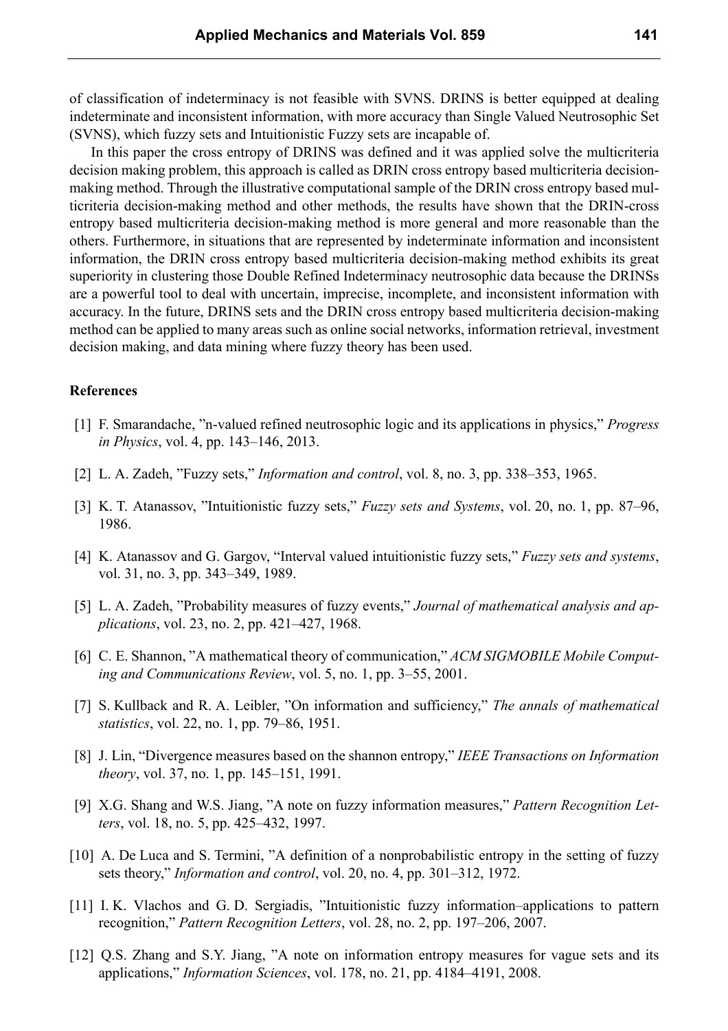of classification of indeterminacy is not feasible with SVNS. DRINS is better equipped at dealing indeterminate and inconsistent information, with more accuracy than Single Valued Neutrosophic Set (SVNS), which fuzzy sets and Intuitionistic Fuzzy sets are incapable of.

In this paper the cross entropy of DRINS was defined and it was applied solve the multicriteria decision making problem, this approach is called as DRIN cross entropy based multicriteria decision-making method. Through the illustrative computational sample of the DRIN cross entropy based multicriteria decision-making method and other methods, the results have shown that the DRIN-cross entropy based multicriteria decision-making method is more general and more reasonable than the others. Furthermore, in situations that are represented by indeterminate information and inconsistent information, the DRIN cross entropy based multicriteria decision-making method exhibits its great superiority in clustering those Double Refined Indeterminacy neutrosophic data because the DRINSs are a powerful tool to deal with uncertain, imprecise, incomplete, and inconsistent information with accuracy. In the future, DRINS sets and the DRIN cross entropy based multicriteria decision-making method can be applied to many areas such as online social networks, information retrieval, investment decision making, and data mining where fuzzy theory has been used.

## References

[1] F. Smarandache, "n-valued refined neutrosophic logic and its applications in physics," *Progress in Physics*, vol. 4, pp. 143–146, 2013.

[2] L. A. Zadeh, "Fuzzy sets," *Information and control*, vol. 8, no. 3, pp. 338–353, 1965.

[3] K. T. Atanassov, "Intuitionistic fuzzy sets," *Fuzzy sets and Systems*, vol. 20, no. 1, pp. 87–96, 1986.

[4] K. Atanassov and G. Gargov, "Interval valued intuitionistic fuzzy sets," *Fuzzy sets and systems*, vol. 31, no. 3, pp. 343–349, 1989.

[5] L. A. Zadeh, "Probability measures of fuzzy events," *Journal of mathematical analysis and applications*, vol. 23, no. 2, pp. 421–427, 1968.

[6] C. E. Shannon, "A mathematical theory of communication," *ACM SIGMOBILE Mobile Computing and Communications Review*, vol. 5, no. 1, pp. 3–55, 2001.

[7] S. Kullback and R. A. Leibler, "On information and sufficiency," *The annals of mathematical statistics*, vol. 22, no. 1, pp. 79–86, 1951.

[8] J. Lin, "Divergence measures based on the shannon entropy," *IEEE Transactions on Information theory*, vol. 37, no. 1, pp. 145–151, 1991.

[9] X.G. Shang and W.S. Jiang, "A note on fuzzy information measures," *Pattern Recognition Letters*, vol. 18, no. 5, pp. 425–432, 1997.

[10] A. De Luca and S. Termini, "A definition of a nonprobabilistic entropy in the setting of fuzzy sets theory," *Information and control*, vol. 20, no. 4, pp. 301–312, 1972.

[11] I. K. Vlachos and G. D. Sergiadis, "Intuitionistic fuzzy information–applications to pattern recognition," *Pattern Recognition Letters*, vol. 28, no. 2, pp. 197–206, 2007.

[12] Q.S. Zhang and S.Y. Jiang, "A note on information entropy measures for vague sets and its applications," *Information Sciences*, vol. 178, no. 21, pp. 4184–4191, 2008.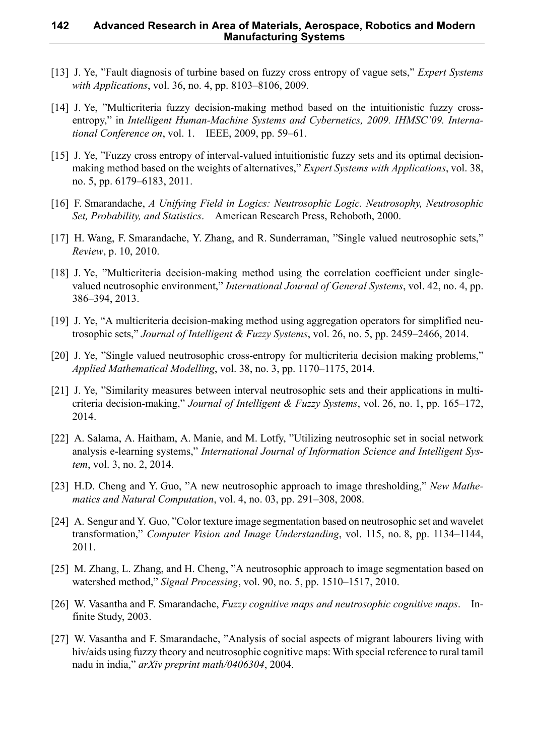[13] J. Ye, "Fault diagnosis of turbine based on fuzzy cross entropy of vague sets," *Expert Systems with Applications*, vol. 36, no. 4, pp. 8103–8106, 2009.

[14] J. Ye, "Multicriteria fuzzy decision-making method based on the intuitionistic fuzzy cross-entropy," in *Intelligent Human-Machine Systems and Cybernetics, 2009. IHMSC'09. International Conference on*, vol. 1. IEEE, 2009, pp. 59–61.

[15] J. Ye, "Fuzzy cross entropy of interval-valued intuitionistic fuzzy sets and its optimal decision-making method based on the weights of alternatives," *Expert Systems with Applications*, vol. 38, no. 5, pp. 6179–6183, 2011.

[16] F. Smarandache, *A Unifying Field in Logics: Neutrosophic Logic. Neutrosophy, Neutrosophic Set, Probability, and Statistics*. American Research Press, Rehoboth, 2000.

[17] H. Wang, F. Smarandache, Y. Zhang, and R. Sunderraman, "Single valued neutrosophic sets," *Review*, p. 10, 2010.

[18] J. Ye, "Multicriteria decision-making method using the correlation coefficient under single-valued neutrosophic environment," *International Journal of General Systems*, vol. 42, no. 4, pp. 386–394, 2013.

[19] J. Ye, "A multicriteria decision-making method using aggregation operators for simplified neutrosophic sets," *Journal of Intelligent & Fuzzy Systems*, vol. 26, no. 5, pp. 2459–2466, 2014.

[20] J. Ye, "Single valued neutrosophic cross-entropy for multicriteria decision making problems," *Applied Mathematical Modelling*, vol. 38, no. 3, pp. 1170–1175, 2014.

[21] J. Ye, "Similarity measures between interval neutrosophic sets and their applications in multicriteria decision-making," *Journal of Intelligent & Fuzzy Systems*, vol. 26, no. 1, pp. 165–172, 2014.

[22] A. Salama, A. Haitham, A. Manie, and M. Lotfy, "Utilizing neutrosophic set in social network analysis e-learning systems," *International Journal of Information Science and Intelligent System*, vol. 3, no. 2, 2014.

[23] H.D. Cheng and Y. Guo, "A new neutrosophic approach to image thresholding," *New Mathematics and Natural Computation*, vol. 4, no. 03, pp. 291–308, 2008.

[24] A. Sengur and Y. Guo, "Color texture image segmentation based on neutrosophic set and wavelet transformation," *Computer Vision and Image Understanding*, vol. 115, no. 8, pp. 1134–1144, 2011.

[25] M. Zhang, L. Zhang, and H. Cheng, "A neutrosophic approach to image segmentation based on watershed method," *Signal Processing*, vol. 90, no. 5, pp. 1510–1517, 2010.

[26] W. Vasantha and F. Smarandache, *Fuzzy cognitive maps and neutrosophic cognitive maps*. Infinite Study, 2003.

[27] W. Vasantha and F. Smarandache, "Analysis of social aspects of migrant labourers living with hiv/aids using fuzzy theory and neutrosophic cognitive maps: With special reference to rural tamil nadu in india," *arXiv preprint math/0406304*, 2004.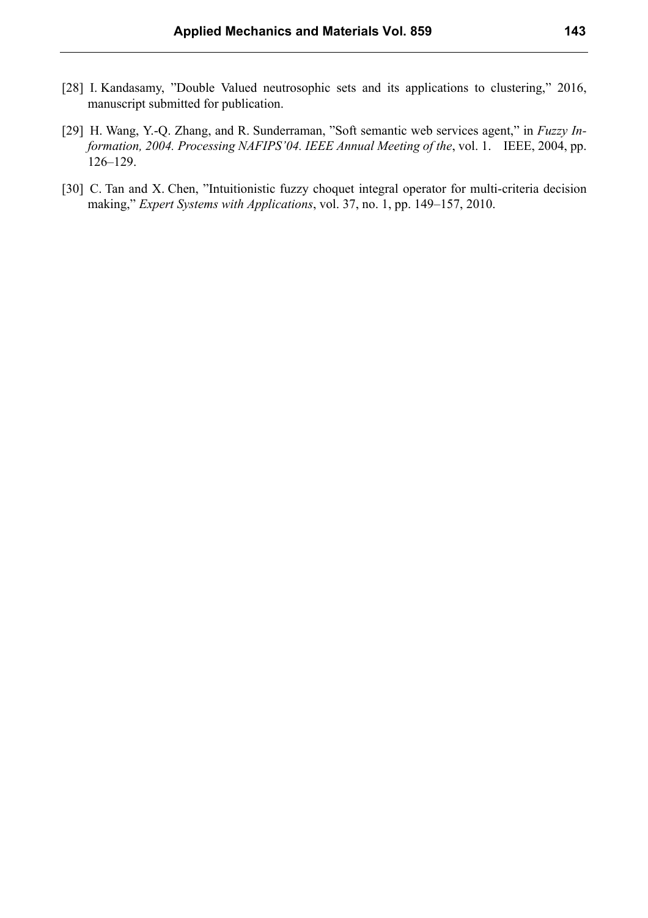[28] I. Kandasamy, ”Double Valued neutrosophic sets and its applications to clustering,” 2016, manuscript submitted for publication.

[29] H. Wang, Y.-Q. Zhang, and R. Sunderraman, ”Soft semantic web services agent,” in *Fuzzy Information, 2004. Processing NAFIPS’04. IEEE Annual Meeting of the*, vol. 1. IEEE, 2004, pp. 126–129.

[30] C. Tan and X. Chen, ”Intuitionistic fuzzy choquet integral operator for multi-criteria decision making,” *Expert Systems with Applications*, vol. 37, no. 1, pp. 149–157, 2010.